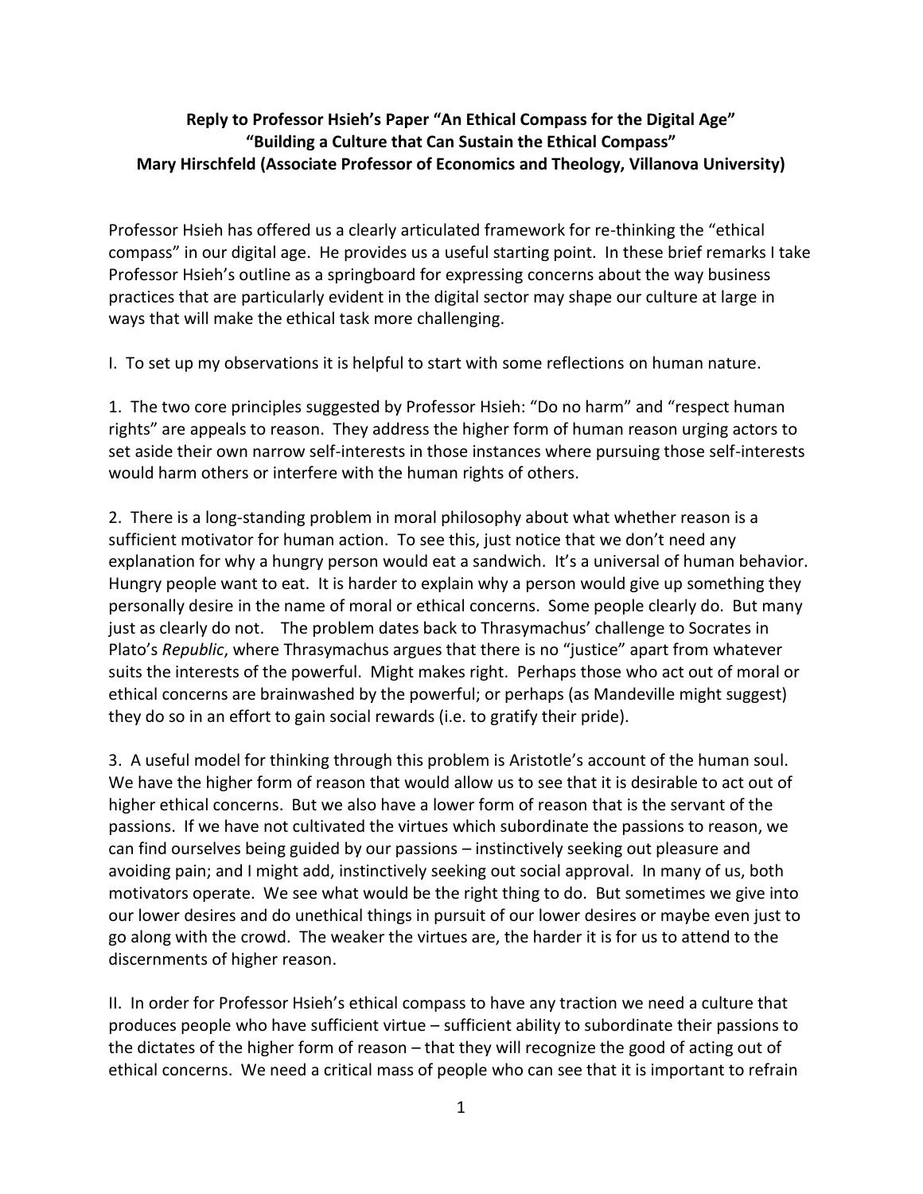**Reply to Professor Hsieh's Paper "An Ethical Compass for the Digital Age"**
**"Building a Culture that Can Sustain the Ethical Compass"**
**Mary Hirschfeld (Associate Professor of Economics and Theology, Villanova University)**

Professor Hsieh has offered us a clearly articulated framework for re-thinking the "ethical compass" in our digital age. He provides us a useful starting point. In these brief remarks I take Professor Hsieh's outline as a springboard for expressing concerns about the way business practices that are particularly evident in the digital sector may shape our culture at large in ways that will make the ethical task more challenging.

I. To set up my observations it is helpful to start with some reflections on human nature.

1. The two core principles suggested by Professor Hsieh: "Do no harm" and "respect human rights" are appeals to reason. They address the higher form of human reason urging actors to set aside their own narrow self-interests in those instances where pursuing those self-interests would harm others or interfere with the human rights of others.

2. There is a long-standing problem in moral philosophy about what whether reason is a sufficient motivator for human action. To see this, just notice that we don't need any explanation for why a hungry person would eat a sandwich. It's a universal of human behavior. Hungry people want to eat. It is harder to explain why a person would give up something they personally desire in the name of moral or ethical concerns. Some people clearly do. But many just as clearly do not. The problem dates back to Thrasymachus' challenge to Socrates in Plato's *Republic*, where Thrasymachus argues that there is no "justice" apart from whatever suits the interests of the powerful. Might makes right. Perhaps those who act out of moral or ethical concerns are brainwashed by the powerful; or perhaps (as Mandeville might suggest) they do so in an effort to gain social rewards (i.e. to gratify their pride).

3. A useful model for thinking through this problem is Aristotle's account of the human soul. We have the higher form of reason that would allow us to see that it is desirable to act out of higher ethical concerns. But we also have a lower form of reason that is the servant of the passions. If we have not cultivated the virtues which subordinate the passions to reason, we can find ourselves being guided by our passions – instinctively seeking out pleasure and avoiding pain; and I might add, instinctively seeking out social approval. In many of us, both motivators operate. We see what would be the right thing to do. But sometimes we give into our lower desires and do unethical things in pursuit of our lower desires or maybe even just to go along with the crowd. The weaker the virtues are, the harder it is for us to attend to the discernments of higher reason.

II. In order for Professor Hsieh's ethical compass to have any traction we need a culture that produces people who have sufficient virtue – sufficient ability to subordinate their passions to the dictates of the higher form of reason – that they will recognize the good of acting out of ethical concerns. We need a critical mass of people who can see that it is important to refrain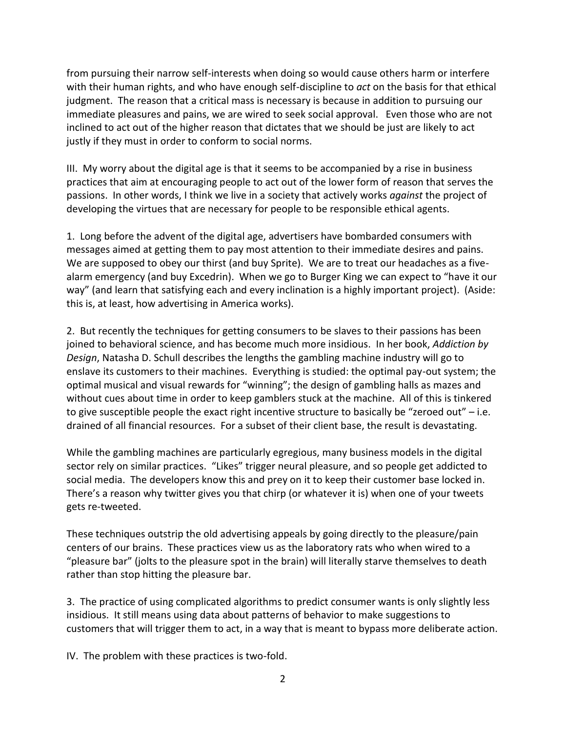from pursuing their narrow self-interests when doing so would cause others harm or interfere with their human rights, and who have enough self-discipline to *act* on the basis for that ethical judgment. The reason that a critical mass is necessary is because in addition to pursuing our immediate pleasures and pains, we are wired to seek social approval. Even those who are not inclined to act out of the higher reason that dictates that we should be just are likely to act justly if they must in order to conform to social norms.

III. My worry about the digital age is that it seems to be accompanied by a rise in business practices that aim at encouraging people to act out of the lower form of reason that serves the passions. In other words, I think we live in a society that actively works *against* the project of developing the virtues that are necessary for people to be responsible ethical agents.

1. Long before the advent of the digital age, advertisers have bombarded consumers with messages aimed at getting them to pay most attention to their immediate desires and pains. We are supposed to obey our thirst (and buy Sprite). We are to treat our headaches as a five-alarm emergency (and buy Excedrin). When we go to Burger King we can expect to "have it our way" (and learn that satisfying each and every inclination is a highly important project). (Aside: this is, at least, how advertising in America works).

2. But recently the techniques for getting consumers to be slaves to their passions has been joined to behavioral science, and has become much more insidious. In her book, *Addiction by Design*, Natasha D. Schull describes the lengths the gambling machine industry will go to enslave its customers to their machines. Everything is studied: the optimal pay-out system; the optimal musical and visual rewards for "winning"; the design of gambling halls as mazes and without cues about time in order to keep gamblers stuck at the machine. All of this is tinkered to give susceptible people the exact right incentive structure to basically be "zeroed out" – i.e. drained of all financial resources. For a subset of their client base, the result is devastating.

While the gambling machines are particularly egregious, many business models in the digital sector rely on similar practices. "Likes" trigger neural pleasure, and so people get addicted to social media. The developers know this and prey on it to keep their customer base locked in. There's a reason why twitter gives you that chirp (or whatever it is) when one of your tweets gets re-tweeted.

These techniques outstrip the old advertising appeals by going directly to the pleasure/pain centers of our brains. These practices view us as the laboratory rats who when wired to a "pleasure bar" (jolts to the pleasure spot in the brain) will literally starve themselves to death rather than stop hitting the pleasure bar.

3. The practice of using complicated algorithms to predict consumer wants is only slightly less insidious. It still means using data about patterns of behavior to make suggestions to customers that will trigger them to act, in a way that is meant to bypass more deliberate action.

IV. The problem with these practices is two-fold.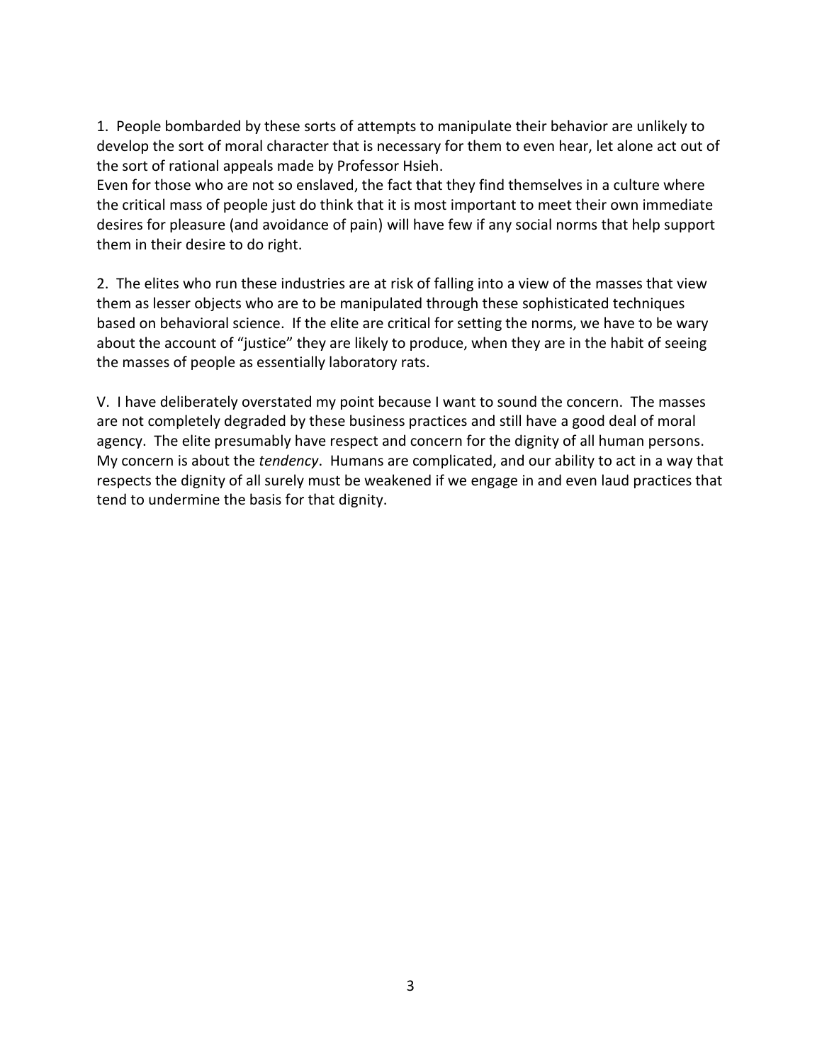1. People bombarded by these sorts of attempts to manipulate their behavior are unlikely to develop the sort of moral character that is necessary for them to even hear, let alone act out of the sort of rational appeals made by Professor Hsieh.
Even for those who are not so enslaved, the fact that they find themselves in a culture where the critical mass of people just do think that it is most important to meet their own immediate desires for pleasure (and avoidance of pain) will have few if any social norms that help support them in their desire to do right.

2. The elites who run these industries are at risk of falling into a view of the masses that view them as lesser objects who are to be manipulated through these sophisticated techniques based on behavioral science. If the elite are critical for setting the norms, we have to be wary about the account of "justice" they are likely to produce, when they are in the habit of seeing the masses of people as essentially laboratory rats.

V. I have deliberately overstated my point because I want to sound the concern. The masses are not completely degraded by these business practices and still have a good deal of moral agency. The elite presumably have respect and concern for the dignity of all human persons. My concern is about the *tendency*. Humans are complicated, and our ability to act in a way that respects the dignity of all surely must be weakened if we engage in and even laud practices that tend to undermine the basis for that dignity.